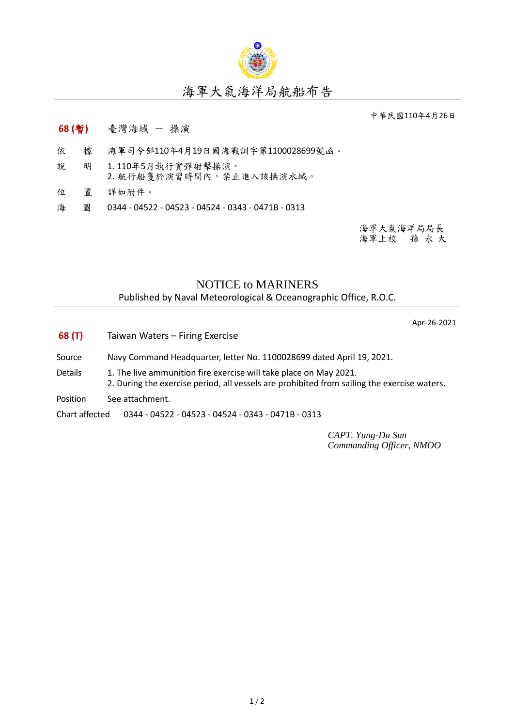# 海軍大氣海洋局航船布告

中華民國110年4月26日

**68 (暫)** 臺灣海域 － 操演

依　據　海軍司令部110年4月19日國海戰訓字第1100028699號函。

說　明　1. 110年5月執行實彈射擊操演。
2. 航行船隻於演習時間內，禁止進入該操演水域。

位　置　詳如附件。

海　圖　0344 - 04522 - 04523 - 04524 - 0343 - 0471B - 0313

海軍大氣海洋局局長
海軍上校　孫 永 大

## NOTICE to MARINERS

Published by Naval Meteorological & Oceanographic Office, R.O.C.

Apr-26-2021

**68 (T)** Taiwan Waters – Firing Exercise

Source　Navy Command Headquarter, letter No. 1100028699 dated April 19, 2021.

Details　1. The live ammunition fire exercise will take place on May 2021.
2. During the exercise period, all vessels are prohibited from sailing the exercise waters.

Position　See attachment.

Chart affected　0344 - 04522 - 04523 - 04524 - 0343 - 0471B - 0313

*CAPT. Yung-Da Sun*
*Commanding Officer, NMOO*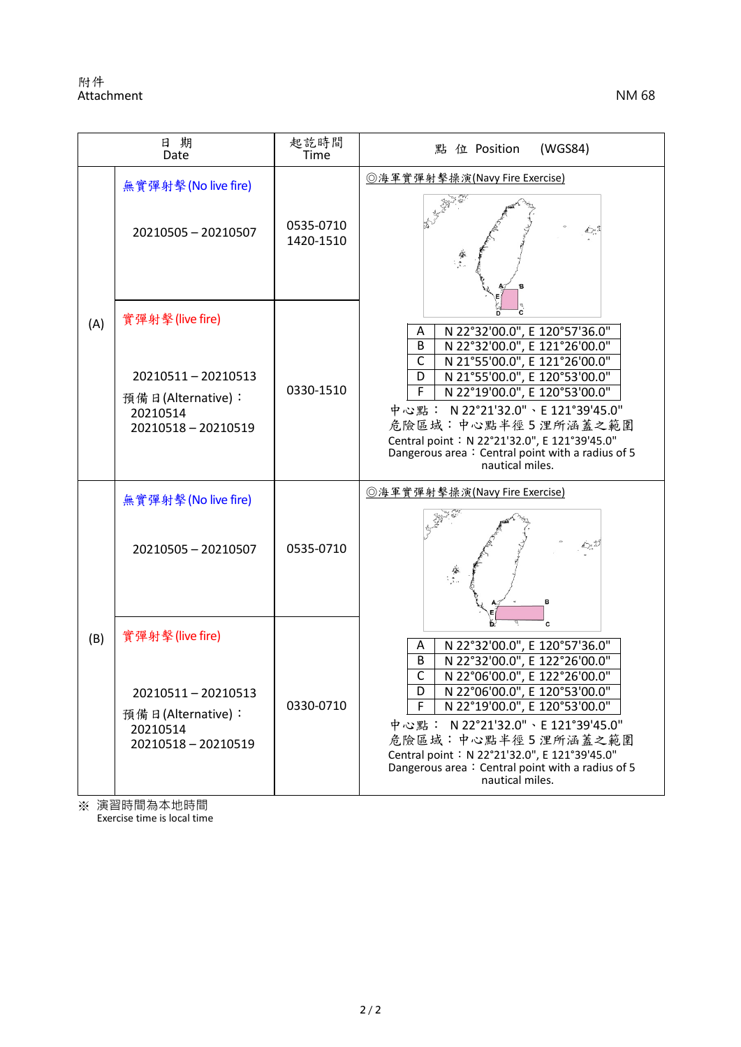附件
Attachment

NM 68

| 日期 Date | | 起訖時間 Time | 點位 Position (WGS84) |
|---|---|---|---|
| (A) | 無實彈射擊(No live fire)<br><br>20210505 – 20210507 | 0535-0710<br>1420-1510 | ◎海軍實彈射擊操演(Navy Fire Exercise)<br><br>A: N 22°32'00.0", E 120°57'36.0"<br>B: N 22°32'00.0", E 121°26'00.0"<br>C: N 21°55'00.0", E 121°26'00.0"<br>D: N 21°55'00.0", E 120°53'00.0"<br>F: N 22°19'00.0", E 120°53'00.0"<br><br>中心點： N 22°21'32.0"、E 121°39'45.0"<br>危險區域：中心點半徑 5 浬所涵蓋之範圍<br>Central point：N 22°21'32.0", E 121°39'45.0"<br>Dangerous area：Central point with a radius of 5 nautical miles. |
| | 實彈射擊(live fire)<br><br>20210511 – 20210513<br>預備日(Alternative)：<br>20210514<br>20210518 – 20210519 | 0330-1510 | |
| (B) | 無實彈射擊(No live fire)<br><br>20210505 – 20210507 | 0535-0710 | ◎海軍實彈射擊操演(Navy Fire Exercise)<br><br>A: N 22°32'00.0", E 120°57'36.0"<br>B: N 22°32'00.0", E 122°26'00.0"<br>C: N 22°06'00.0", E 122°26'00.0"<br>D: N 22°06'00.0", E 120°53'00.0"<br>F: N 22°19'00.0", E 120°53'00.0"<br><br>中心點： N 22°21'32.0"、E 121°39'45.0"<br>危險區域：中心點半徑 5 浬所涵蓋之範圍<br>Central point：N 22°21'32.0", E 121°39'45.0"<br>Dangerous area：Central point with a radius of 5 nautical miles. |
| | 實彈射擊(live fire)<br><br>20210511 – 20210513<br>預備日(Alternative)：<br>20210514<br>20210518 – 20210519 | 0330-0710 | |

※ 演習時間為本地時間
Exercise time is local time